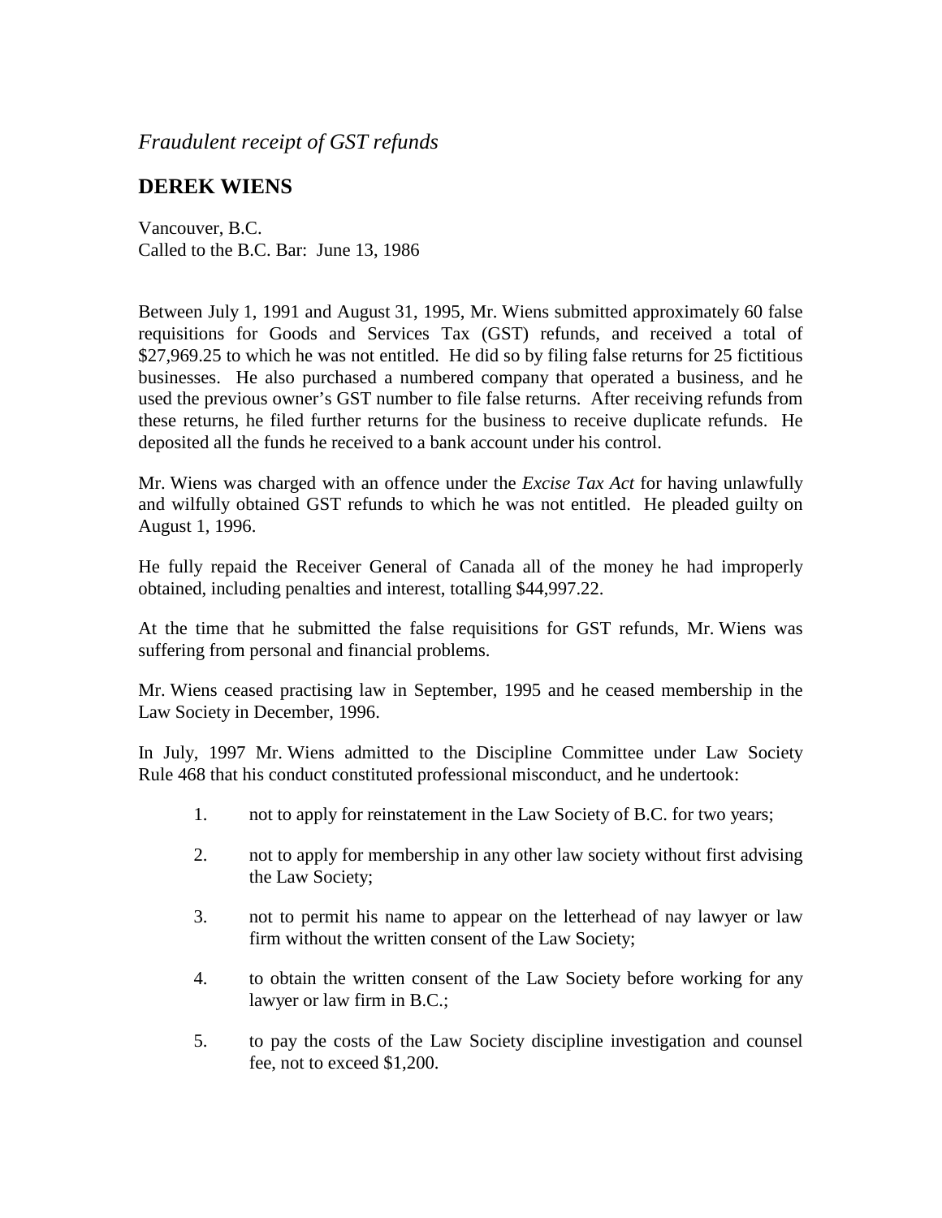*Fraudulent receipt of GST refunds*

## DEREK WIENS

Vancouver, B.C.
Called to the B.C. Bar: June 13, 1986

Between July 1, 1991 and August 31, 1995, Mr. Wiens submitted approximately 60 false requisitions for Goods and Services Tax (GST) refunds, and received a total of $27,969.25 to which he was not entitled. He did so by filing false returns for 25 fictitious businesses. He also purchased a numbered company that operated a business, and he used the previous owner's GST number to file false returns. After receiving refunds from these returns, he filed further returns for the business to receive duplicate refunds. He deposited all the funds he received to a bank account under his control.

Mr. Wiens was charged with an offence under the *Excise Tax Act* for having unlawfully and wilfully obtained GST refunds to which he was not entitled. He pleaded guilty on August 1, 1996.

He fully repaid the Receiver General of Canada all of the money he had improperly obtained, including penalties and interest, totalling $44,997.22.

At the time that he submitted the false requisitions for GST refunds, Mr. Wiens was suffering from personal and financial problems.

Mr. Wiens ceased practising law in September, 1995 and he ceased membership in the Law Society in December, 1996.

In July, 1997 Mr. Wiens admitted to the Discipline Committee under Law Society Rule 468 that his conduct constituted professional misconduct, and he undertook:

1. not to apply for reinstatement in the Law Society of B.C. for two years;
2. not to apply for membership in any other law society without first advising the Law Society;
3. not to permit his name to appear on the letterhead of nay lawyer or law firm without the written consent of the Law Society;
4. to obtain the written consent of the Law Society before working for any lawyer or law firm in B.C.;
5. to pay the costs of the Law Society discipline investigation and counsel fee, not to exceed $1,200.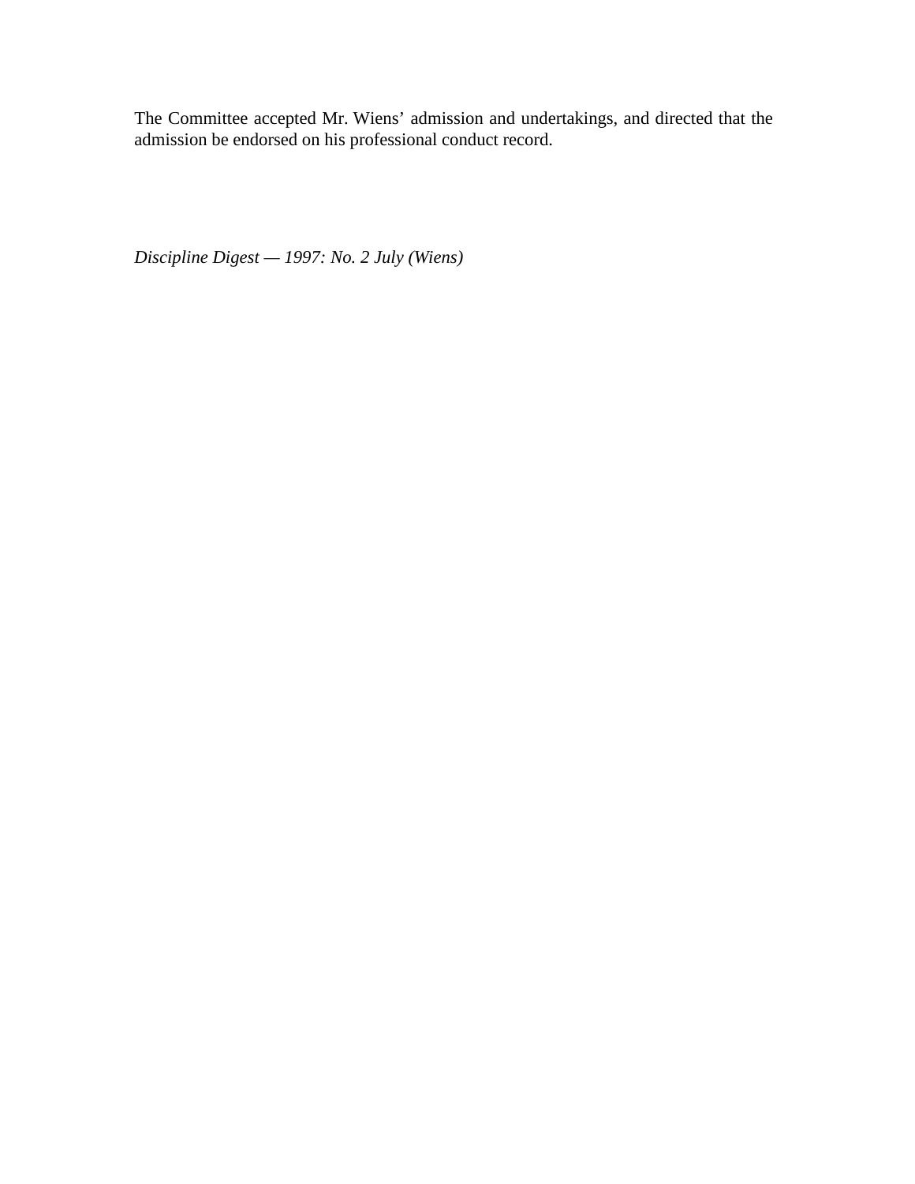The Committee accepted Mr. Wiens' admission and undertakings, and directed that the admission be endorsed on his professional conduct record.

*Discipline Digest — 1997: No. 2 July (Wiens)*